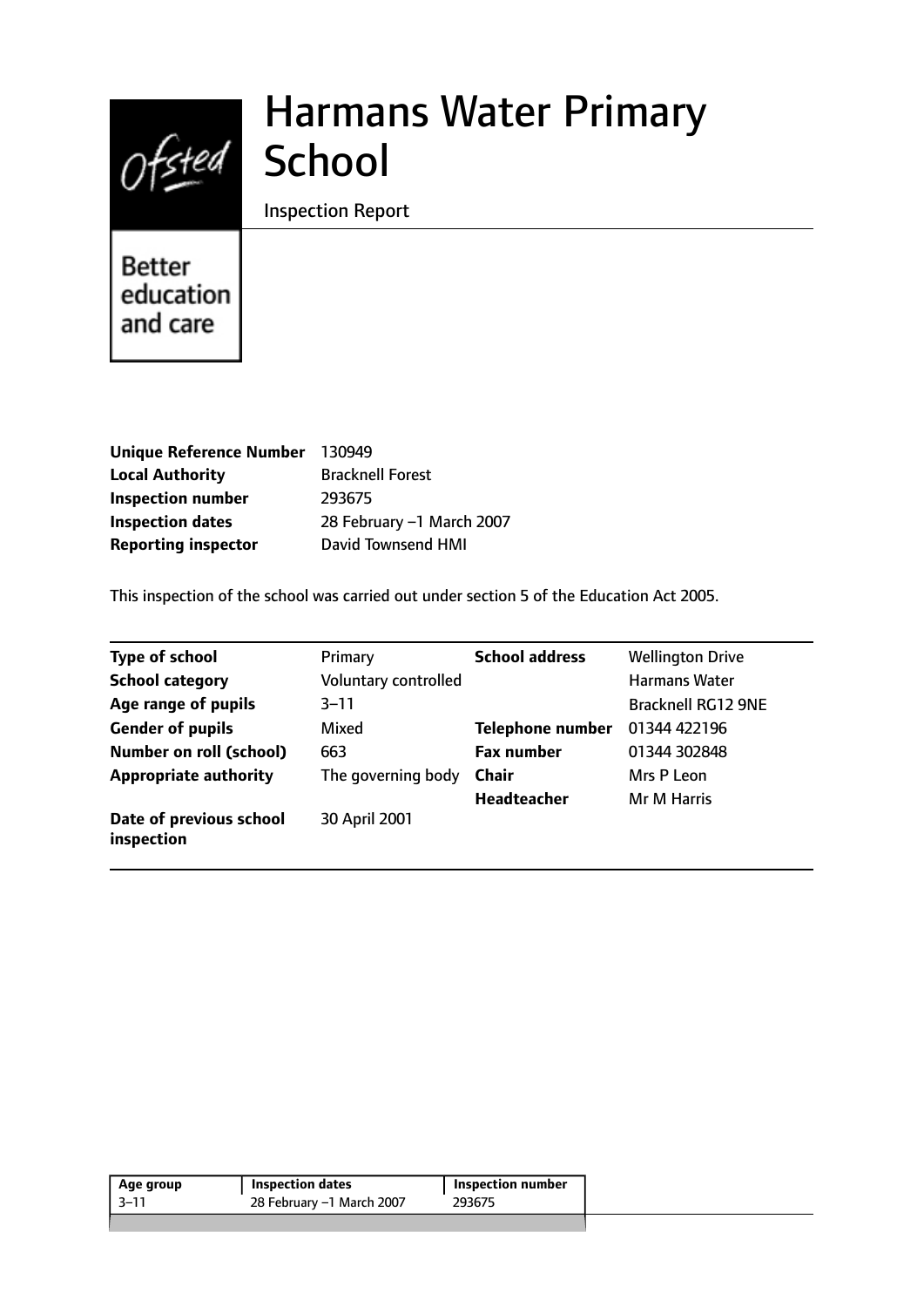# Harmans Water Primary School

Inspection Report

Better education and care

| | |
|---|---|
| **Unique Reference Number** | 130949 |
| **Local Authority** | Bracknell Forest |
| **Inspection number** | 293675 |
| **Inspection dates** | 28 February –1 March 2007 |
| **Reporting inspector** | David Townsend HMI |

This inspection of the school was carried out under section 5 of the Education Act 2005.

| | | | |
|---|---|---|---|
| **Type of school** | Primary | **School address** | Wellington Drive |
| **School category** | Voluntary controlled | | Harmans Water |
| **Age range of pupils** | 3–11 | | Bracknell RG12 9NE |
| **Gender of pupils** | Mixed | **Telephone number** | 01344 422196 |
| **Number on roll (school)** | 663 | **Fax number** | 01344 302848 |
| **Appropriate authority** | The governing body | **Chair** | Mrs P Leon |
| | | **Headteacher** | Mr M Harris |
| **Date of previous school inspection** | 30 April 2001 | | |

| Age group | Inspection dates | Inspection number |
|---|---|---|
| 3–11 | 28 February –1 March 2007 | 293675 |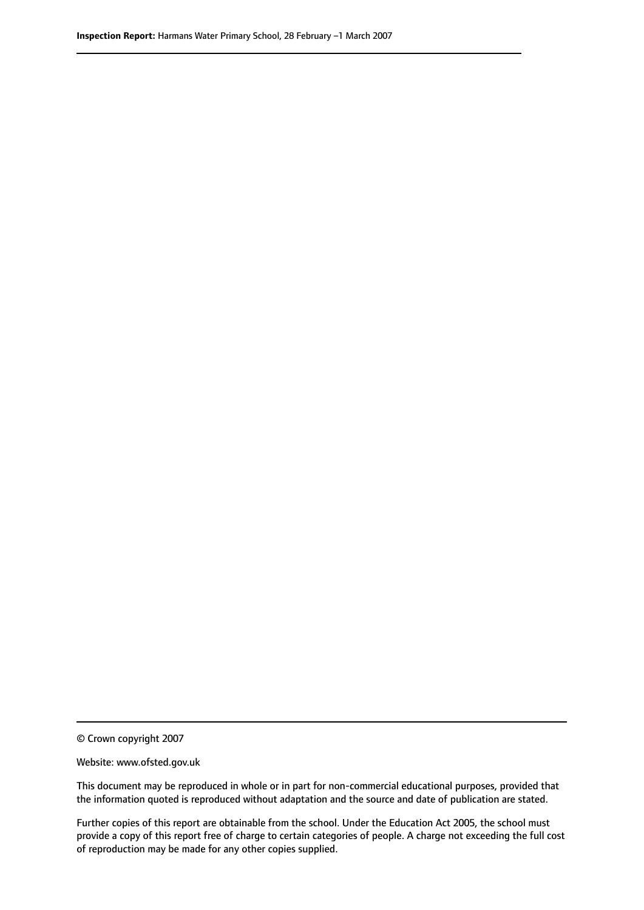© Crown copyright 2007

Website: www.ofsted.gov.uk

This document may be reproduced in whole or in part for non-commercial educational purposes, provided that the information quoted is reproduced without adaptation and the source and date of publication are stated.

Further copies of this report are obtainable from the school. Under the Education Act 2005, the school must provide a copy of this report free of charge to certain categories of people. A charge not exceeding the full cost of reproduction may be made for any other copies supplied.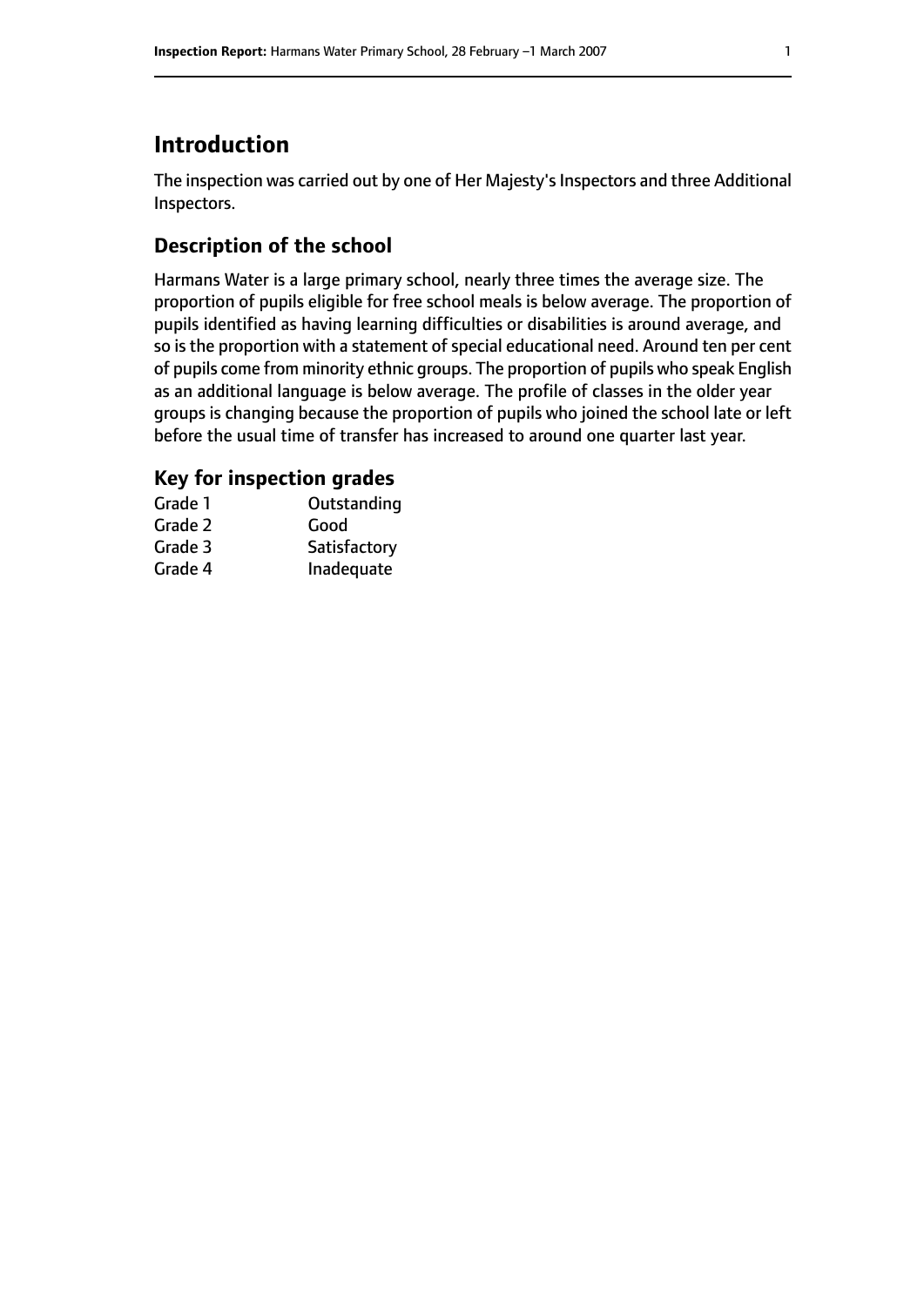# Introduction

The inspection was carried out by one of Her Majesty's Inspectors and three Additional Inspectors.

## Description of the school

Harmans Water is a large primary school, nearly three times the average size. The proportion of pupils eligible for free school meals is below average. The proportion of pupils identified as having learning difficulties or disabilities is around average, and so is the proportion with a statement of special educational need. Around ten per cent of pupils come from minority ethnic groups. The proportion of pupils who speak English as an additional language is below average. The profile of classes in the older year groups is changing because the proportion of pupils who joined the school late or left before the usual time of transfer has increased to around one quarter last year.

## Key for inspection grades

| | |
|---|---|
| Grade 1 | Outstanding |
| Grade 2 | Good |
| Grade 3 | Satisfactory |
| Grade 4 | Inadequate |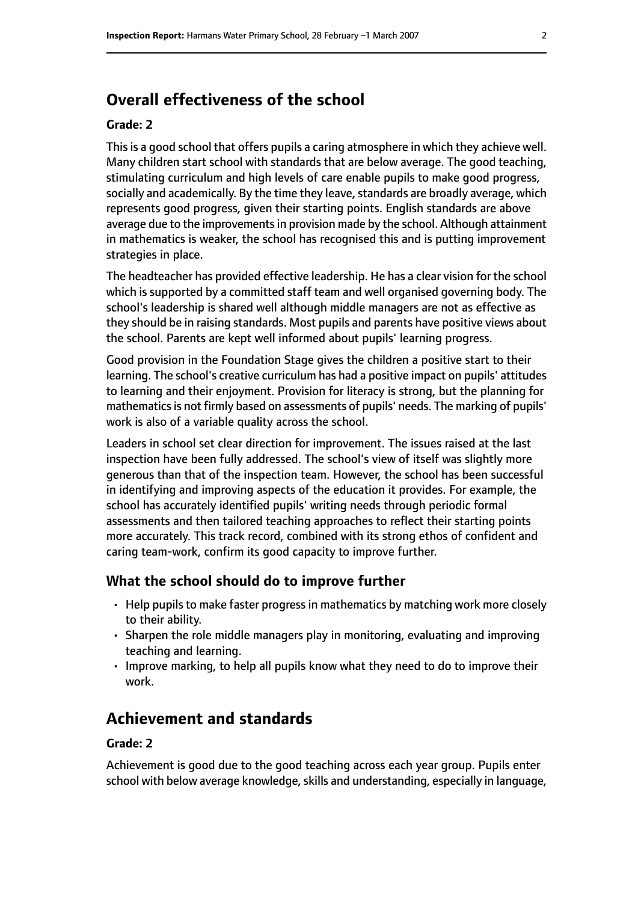## Overall effectiveness of the school

### Grade: 2

This is a good school that offers pupils a caring atmosphere in which they achieve well. Many children start school with standards that are below average. The good teaching, stimulating curriculum and high levels of care enable pupils to make good progress, socially and academically. By the time they leave, standards are broadly average, which represents good progress, given their starting points. English standards are above average due to the improvements in provision made by the school. Although attainment in mathematics is weaker, the school has recognised this and is putting improvement strategies in place.

The headteacher has provided effective leadership. He has a clear vision for the school which is supported by a committed staff team and well organised governing body. The school's leadership is shared well although middle managers are not as effective as they should be in raising standards. Most pupils and parents have positive views about the school. Parents are kept well informed about pupils' learning progress.

Good provision in the Foundation Stage gives the children a positive start to their learning. The school's creative curriculum has had a positive impact on pupils' attitudes to learning and their enjoyment. Provision for literacy is strong, but the planning for mathematics is not firmly based on assessments of pupils' needs. The marking of pupils' work is also of a variable quality across the school.

Leaders in school set clear direction for improvement. The issues raised at the last inspection have been fully addressed. The school's view of itself was slightly more generous than that of the inspection team. However, the school has been successful in identifying and improving aspects of the education it provides. For example, the school has accurately identified pupils' writing needs through periodic formal assessments and then tailored teaching approaches to reflect their starting points more accurately. This track record, combined with its strong ethos of confident and caring team-work, confirm its good capacity to improve further.

### What the school should do to improve further

- Help pupils to make faster progress in mathematics by matching work more closely to their ability.
- Sharpen the role middle managers play in monitoring, evaluating and improving teaching and learning.
- Improve marking, to help all pupils know what they need to do to improve their work.

## Achievement and standards

### Grade: 2

Achievement is good due to the good teaching across each year group. Pupils enter school with below average knowledge, skills and understanding, especially in language,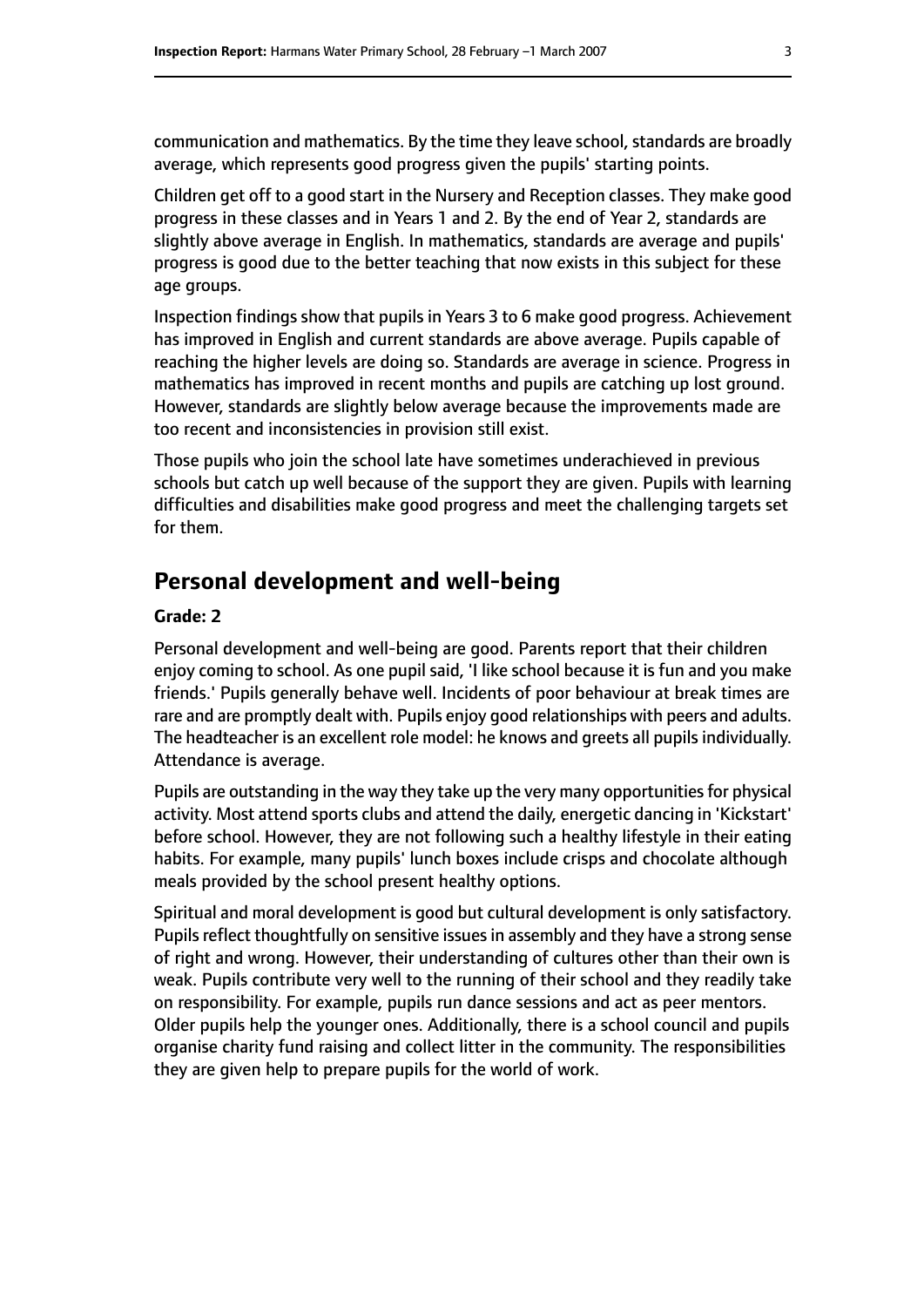communication and mathematics. By the time they leave school, standards are broadly average, which represents good progress given the pupils' starting points.

Children get off to a good start in the Nursery and Reception classes. They make good progress in these classes and in Years 1 and 2. By the end of Year 2, standards are slightly above average in English. In mathematics, standards are average and pupils' progress is good due to the better teaching that now exists in this subject for these age groups.

Inspection findings show that pupils in Years 3 to 6 make good progress. Achievement has improved in English and current standards are above average. Pupils capable of reaching the higher levels are doing so. Standards are average in science. Progress in mathematics has improved in recent months and pupils are catching up lost ground. However, standards are slightly below average because the improvements made are too recent and inconsistencies in provision still exist.

Those pupils who join the school late have sometimes underachieved in previous schools but catch up well because of the support they are given. Pupils with learning difficulties and disabilities make good progress and meet the challenging targets set for them.

## Personal development and well-being

**Grade: 2**

Personal development and well-being are good. Parents report that their children enjoy coming to school. As one pupil said, 'I like school because it is fun and you make friends.' Pupils generally behave well. Incidents of poor behaviour at break times are rare and are promptly dealt with. Pupils enjoy good relationships with peers and adults. The headteacher is an excellent role model: he knows and greets all pupils individually. Attendance is average.

Pupils are outstanding in the way they take up the very many opportunities for physical activity. Most attend sports clubs and attend the daily, energetic dancing in 'Kickstart' before school. However, they are not following such a healthy lifestyle in their eating habits. For example, many pupils' lunch boxes include crisps and chocolate although meals provided by the school present healthy options.

Spiritual and moral development is good but cultural development is only satisfactory. Pupils reflect thoughtfully on sensitive issues in assembly and they have a strong sense of right and wrong. However, their understanding of cultures other than their own is weak. Pupils contribute very well to the running of their school and they readily take on responsibility. For example, pupils run dance sessions and act as peer mentors. Older pupils help the younger ones. Additionally, there is a school council and pupils organise charity fund raising and collect litter in the community. The responsibilities they are given help to prepare pupils for the world of work.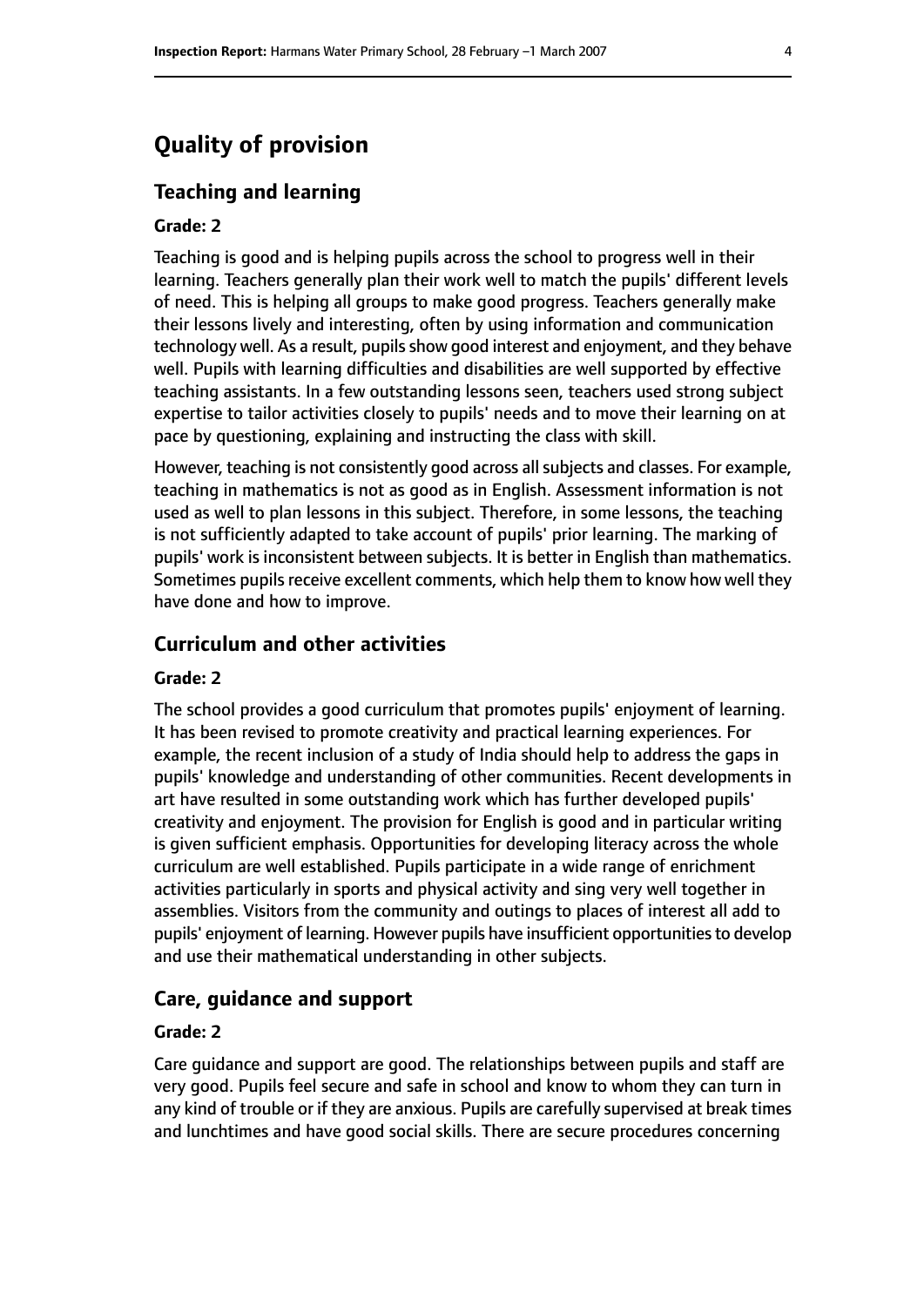# Quality of provision

## Teaching and learning

**Grade: 2**

Teaching is good and is helping pupils across the school to progress well in their learning. Teachers generally plan their work well to match the pupils' different levels of need. This is helping all groups to make good progress. Teachers generally make their lessons lively and interesting, often by using information and communication technology well. As a result, pupils show good interest and enjoyment, and they behave well. Pupils with learning difficulties and disabilities are well supported by effective teaching assistants. In a few outstanding lessons seen, teachers used strong subject expertise to tailor activities closely to pupils' needs and to move their learning on at pace by questioning, explaining and instructing the class with skill.

However, teaching is not consistently good across all subjects and classes. For example, teaching in mathematics is not as good as in English. Assessment information is not used as well to plan lessons in this subject. Therefore, in some lessons, the teaching is not sufficiently adapted to take account of pupils' prior learning. The marking of pupils' work is inconsistent between subjects. It is better in English than mathematics. Sometimes pupils receive excellent comments, which help them to know how well they have done and how to improve.

## Curriculum and other activities

**Grade: 2**

The school provides a good curriculum that promotes pupils' enjoyment of learning. It has been revised to promote creativity and practical learning experiences. For example, the recent inclusion of a study of India should help to address the gaps in pupils' knowledge and understanding of other communities. Recent developments in art have resulted in some outstanding work which has further developed pupils' creativity and enjoyment. The provision for English is good and in particular writing is given sufficient emphasis. Opportunities for developing literacy across the whole curriculum are well established. Pupils participate in a wide range of enrichment activities particularly in sports and physical activity and sing very well together in assemblies. Visitors from the community and outings to places of interest all add to pupils' enjoyment of learning. However pupils have insufficient opportunities to develop and use their mathematical understanding in other subjects.

## Care, guidance and support

**Grade: 2**

Care guidance and support are good. The relationships between pupils and staff are very good. Pupils feel secure and safe in school and know to whom they can turn in any kind of trouble or if they are anxious. Pupils are carefully supervised at break times and lunchtimes and have good social skills. There are secure procedures concerning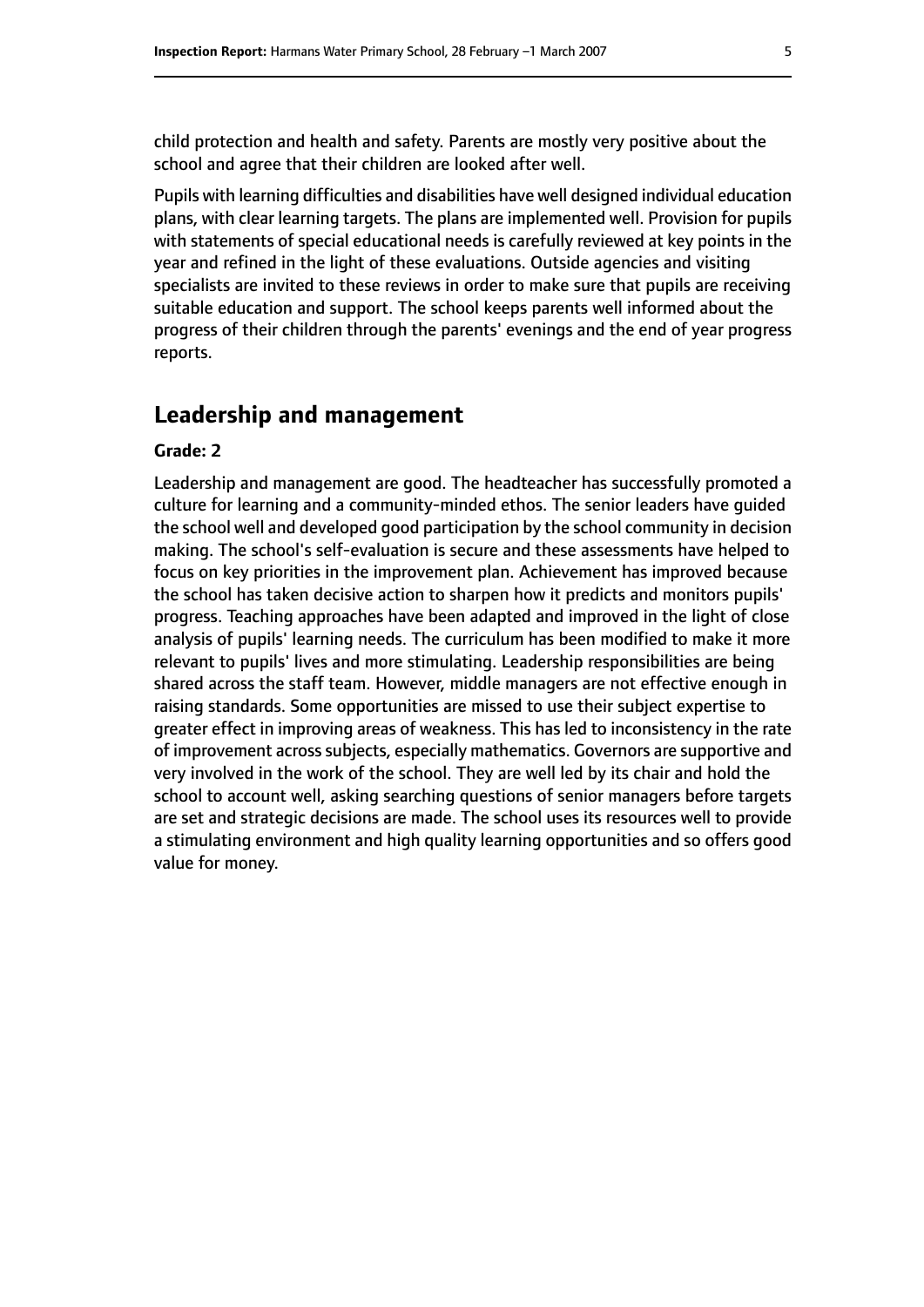child protection and health and safety. Parents are mostly very positive about the school and agree that their children are looked after well.

Pupils with learning difficulties and disabilities have well designed individual education plans, with clear learning targets. The plans are implemented well. Provision for pupils with statements of special educational needs is carefully reviewed at key points in the year and refined in the light of these evaluations. Outside agencies and visiting specialists are invited to these reviews in order to make sure that pupils are receiving suitable education and support. The school keeps parents well informed about the progress of their children through the parents' evenings and the end of year progress reports.

## Leadership and management

**Grade: 2**

Leadership and management are good. The headteacher has successfully promoted a culture for learning and a community-minded ethos. The senior leaders have guided the school well and developed good participation by the school community in decision making. The school's self-evaluation is secure and these assessments have helped to focus on key priorities in the improvement plan. Achievement has improved because the school has taken decisive action to sharpen how it predicts and monitors pupils' progress. Teaching approaches have been adapted and improved in the light of close analysis of pupils' learning needs. The curriculum has been modified to make it more relevant to pupils' lives and more stimulating. Leadership responsibilities are being shared across the staff team. However, middle managers are not effective enough in raising standards. Some opportunities are missed to use their subject expertise to greater effect in improving areas of weakness. This has led to inconsistency in the rate of improvement across subjects, especially mathematics. Governors are supportive and very involved in the work of the school. They are well led by its chair and hold the school to account well, asking searching questions of senior managers before targets are set and strategic decisions are made. The school uses its resources well to provide a stimulating environment and high quality learning opportunities and so offers good value for money.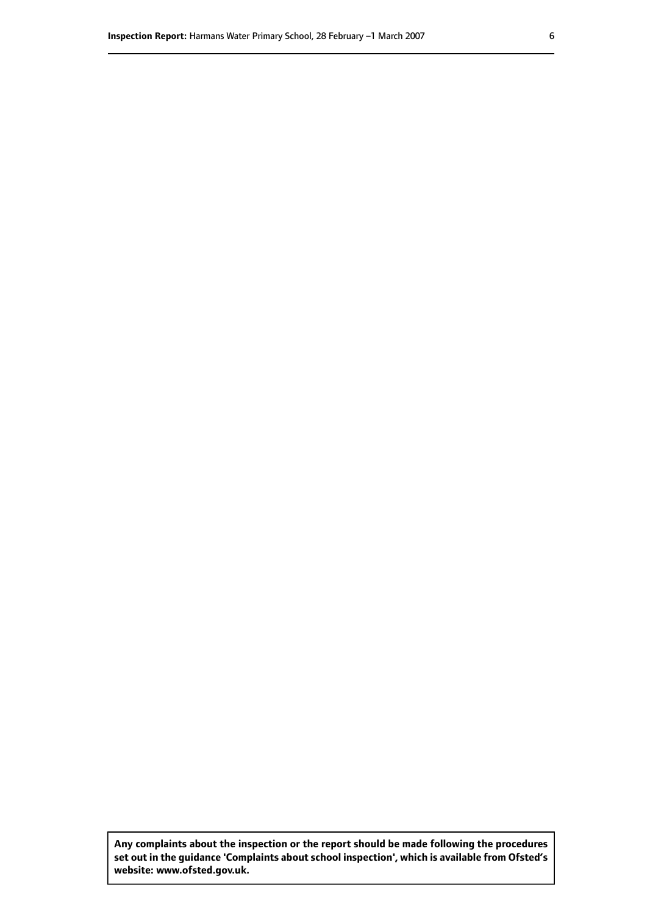**Any complaints about the inspection or the report should be made following the procedures set out in the guidance 'Complaints about school inspection', which is available from Ofsted's website: www.ofsted.gov.uk.**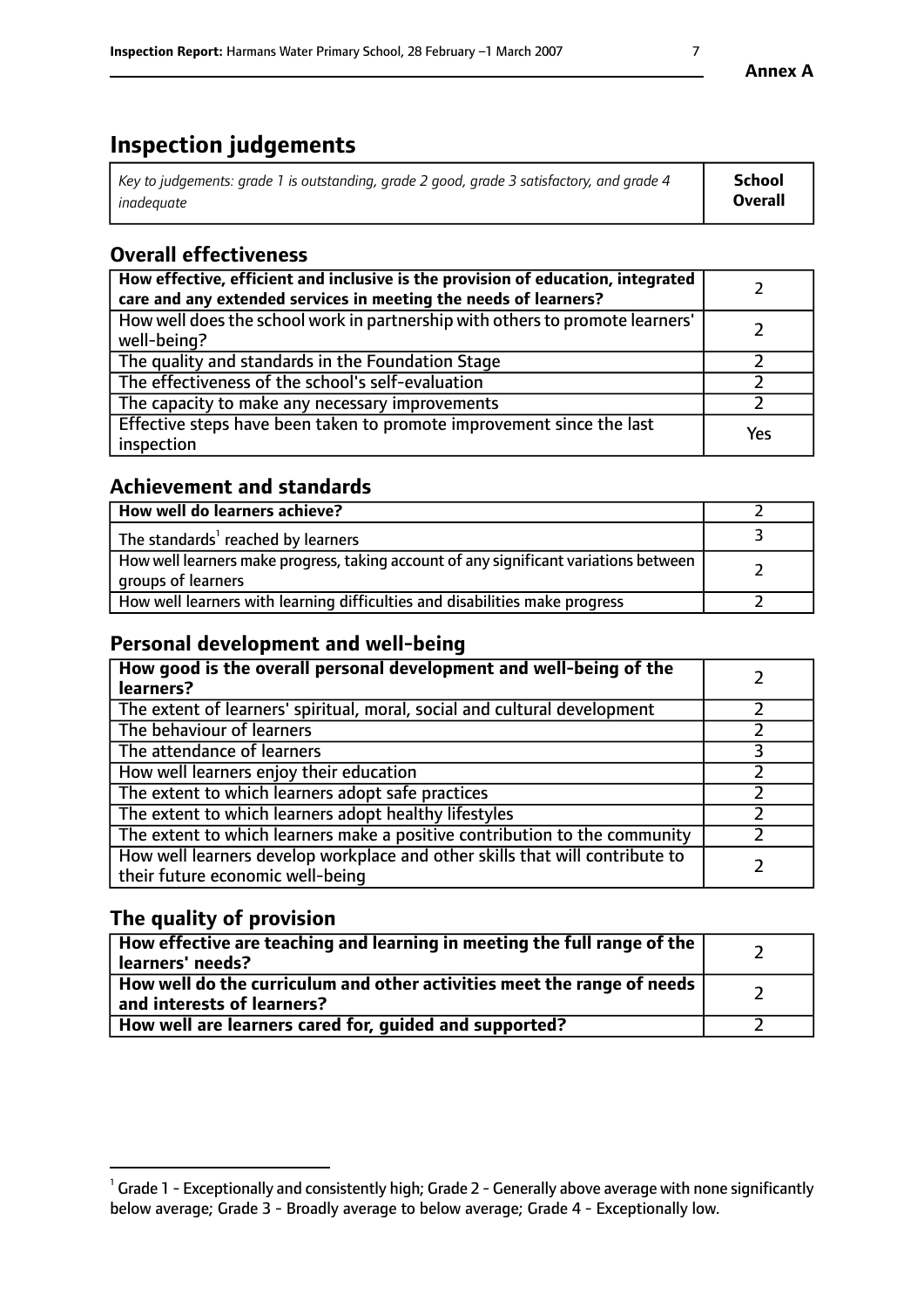# Inspection judgements

| *Key to judgements: grade 1 is outstanding, grade 2 good, grade 3 satisfactory, and grade 4 inadequate* | **School Overall** |
|---|---|

## Overall effectiveness

| | |
|---|---|
| **How effective, efficient and inclusive is the provision of education, integrated care and any extended services in meeting the needs of learners?** | 2 |
| How well does the school work in partnership with others to promote learners' well-being? | 2 |
| The quality and standards in the Foundation Stage | 2 |
| The effectiveness of the school's self-evaluation | 2 |
| The capacity to make any necessary improvements | 2 |
| Effective steps have been taken to promote improvement since the last inspection | Yes |

## Achievement and standards

| | |
|---|---|
| **How well do learners achieve?** | 2 |
| The standards[1] reached by learners | 3 |
| How well learners make progress, taking account of any significant variations between groups of learners | 2 |
| How well learners with learning difficulties and disabilities make progress | 2 |

## Personal development and well-being

| | |
|---|---|
| **How good is the overall personal development and well-being of the learners?** | 2 |
| The extent of learners' spiritual, moral, social and cultural development | 2 |
| The behaviour of learners | 2 |
| The attendance of learners | 3 |
| How well learners enjoy their education | 2 |
| The extent to which learners adopt safe practices | 2 |
| The extent to which learners adopt healthy lifestyles | 2 |
| The extent to which learners make a positive contribution to the community | 2 |
| How well learners develop workplace and other skills that will contribute to their future economic well-being | 2 |

## The quality of provision

| | |
|---|---|
| **How effective are teaching and learning in meeting the full range of the learners' needs?** | 2 |
| **How well do the curriculum and other activities meet the range of needs and interests of learners?** | 2 |
| **How well are learners cared for, guided and supported?** | 2 |

[1] Grade 1 - Exceptionally and consistently high; Grade 2 - Generally above average with none significantly below average; Grade 3 - Broadly average to below average; Grade 4 - Exceptionally low.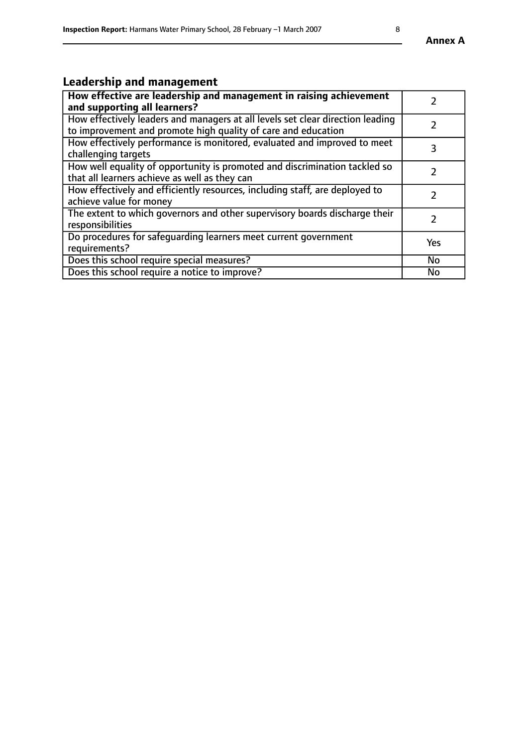## Leadership and management

| **How effective are leadership and management in raising achievement and supporting all learners?** | 2 |
|---|---|
| How effectively leaders and managers at all levels set clear direction leading to improvement and promote high quality of care and education | 2 |
| How effectively performance is monitored, evaluated and improved to meet challenging targets | 3 |
| How well equality of opportunity is promoted and discrimination tackled so that all learners achieve as well as they can | 2 |
| How effectively and efficiently resources, including staff, are deployed to achieve value for money | 2 |
| The extent to which governors and other supervisory boards discharge their responsibilities | 2 |
| Do procedures for safeguarding learners meet current government requirements? | Yes |
| Does this school require special measures? | No |
| Does this school require a notice to improve? | No |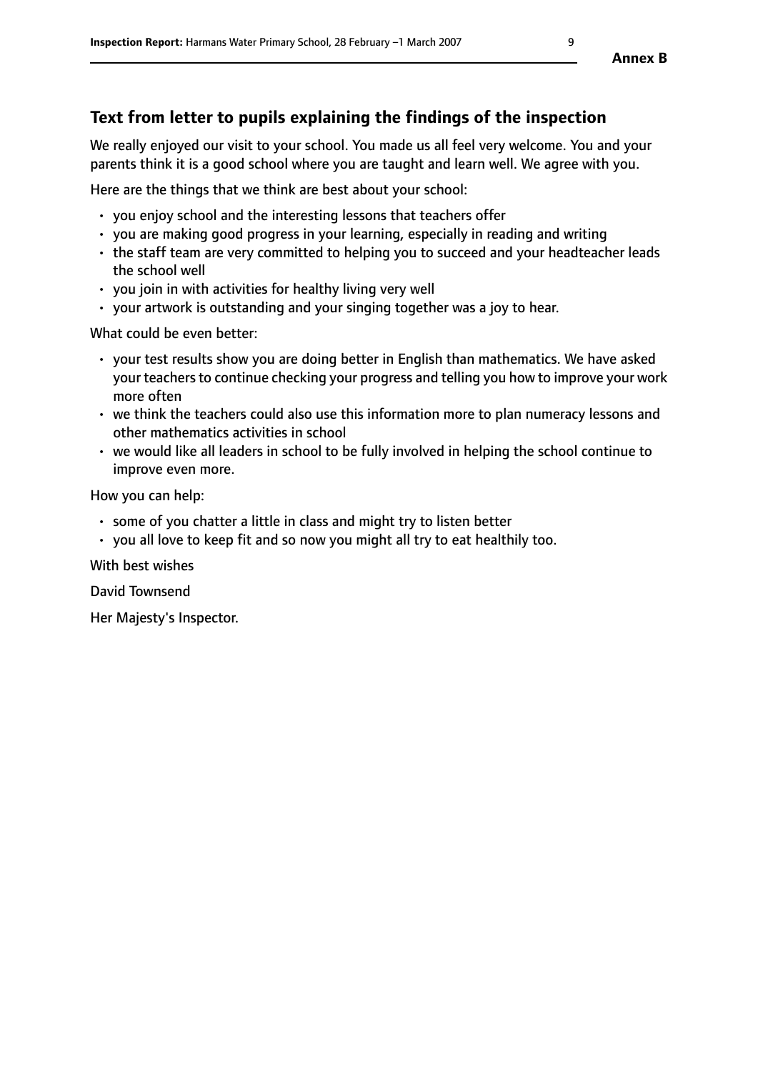## Text from letter to pupils explaining the findings of the inspection

We really enjoyed our visit to your school. You made us all feel very welcome. You and your parents think it is a good school where you are taught and learn well. We agree with you.

Here are the things that we think are best about your school:

- you enjoy school and the interesting lessons that teachers offer
- you are making good progress in your learning, especially in reading and writing
- the staff team are very committed to helping you to succeed and your headteacher leads the school well
- you join in with activities for healthy living very well
- your artwork is outstanding and your singing together was a joy to hear.

What could be even better:

- your test results show you are doing better in English than mathematics. We have asked your teachers to continue checking your progress and telling you how to improve your work more often
- we think the teachers could also use this information more to plan numeracy lessons and other mathematics activities in school
- we would like all leaders in school to be fully involved in helping the school continue to improve even more.

How you can help:

- some of you chatter a little in class and might try to listen better
- you all love to keep fit and so now you might all try to eat healthily too.

With best wishes

David Townsend

Her Majesty's Inspector.